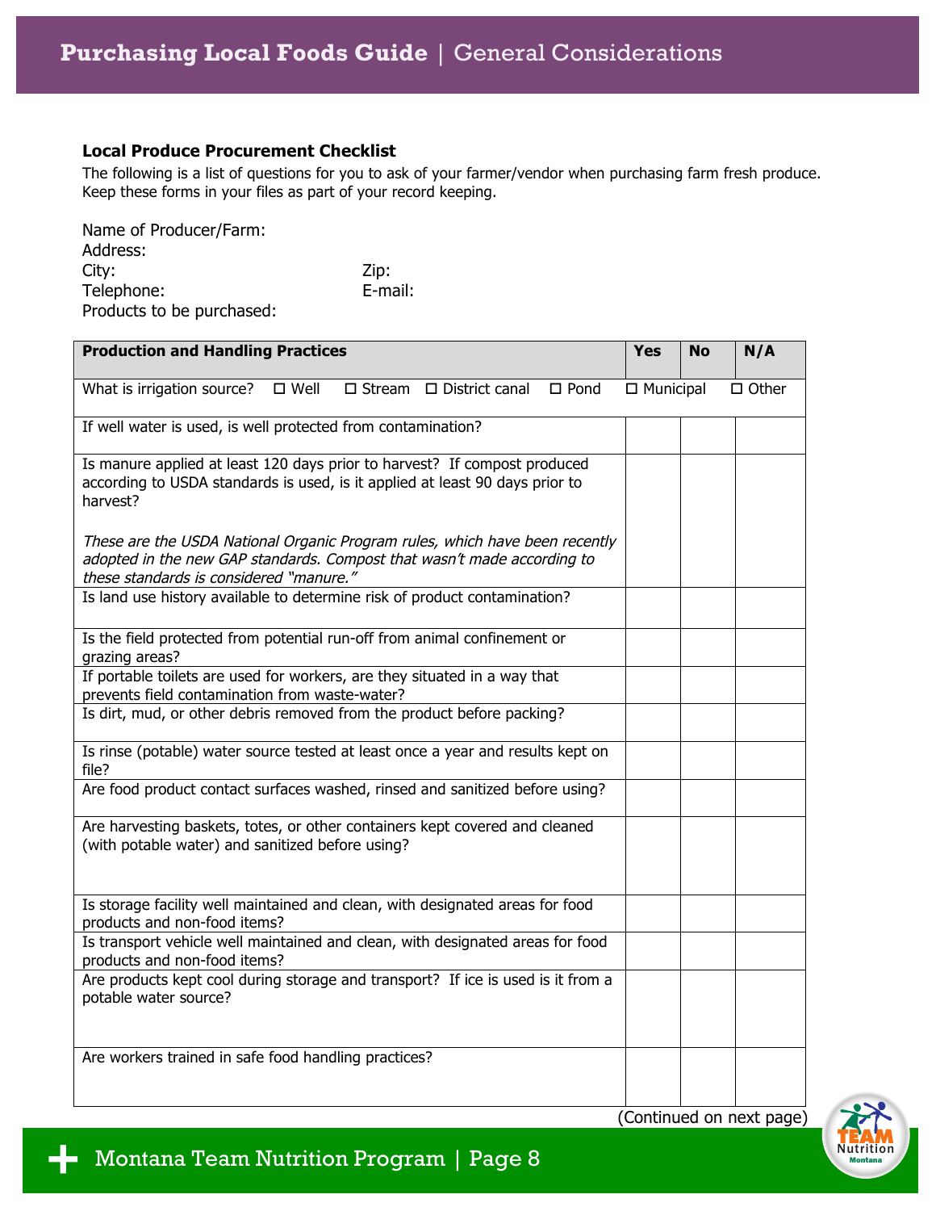### Local Produce Procurement Checklist

The following is a list of questions for you to ask of your farmer/vendor when purchasing farm fresh produce. Keep these forms in your files as part of your record keeping.

Name of Producer/Farm:
Address:
City: Zip:
Telephone: E-mail:
Products to be purchased:

| Production and Handling Practices | Yes | No | N/A |
|---|---|---|---|
| What is irrigation source? ☐ Well ☐ Stream ☐ District canal ☐ Pond ☐ Municipal ☐ Other | | | |
| If well water is used, is well protected from contamination? | | | |
| Is manure applied at least 120 days prior to harvest? If compost produced according to USDA standards is used, is it applied at least 90 days prior to harvest?<br><br>*These are the USDA National Organic Program rules, which have been recently adopted in the new GAP standards. Compost that wasn't made according to these standards is considered "manure."* | | | |
| Is land use history available to determine risk of product contamination? | | | |
| Is the field protected from potential run-off from animal confinement or grazing areas? | | | |
| If portable toilets are used for workers, are they situated in a way that prevents field contamination from waste-water? | | | |
| Is dirt, mud, or other debris removed from the product before packing? | | | |
| Is rinse (potable) water source tested at least once a year and results kept on file? | | | |
| Are food product contact surfaces washed, rinsed and sanitized before using? | | | |
| Are harvesting baskets, totes, or other containers kept covered and cleaned (with potable water) and sanitized before using? | | | |
| Is storage facility well maintained and clean, with designated areas for food products and non-food items? | | | |
| Is transport vehicle well maintained and clean, with designated areas for food products and non-food items? | | | |
| Are products kept cool during storage and transport? If ice is used is it from a potable water source? | | | |
| Are workers trained in safe food handling practices? | | | |

(Continued on next page)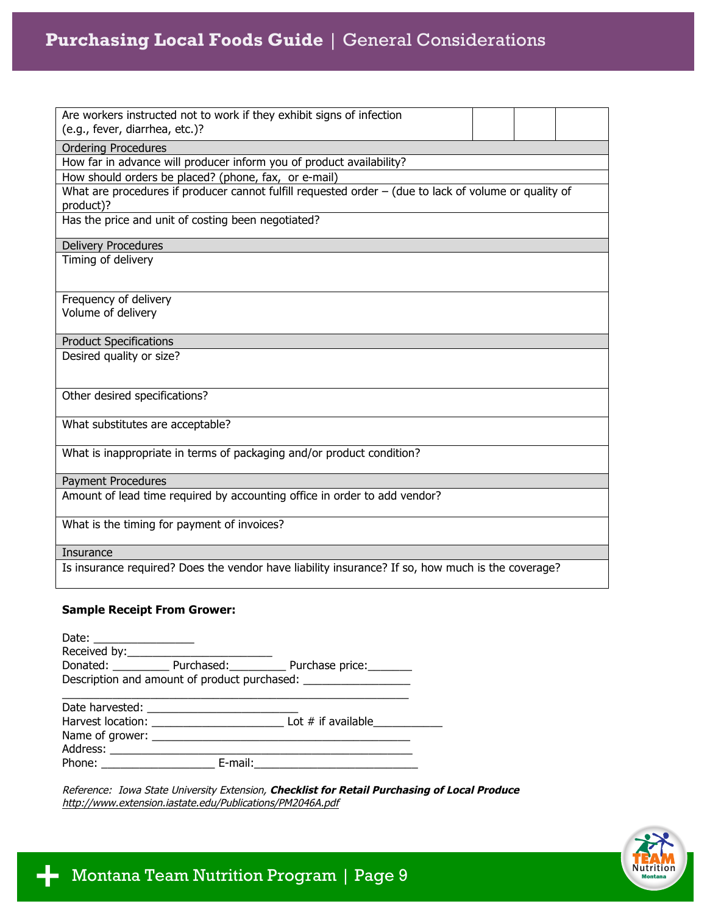| | | | |
|---|---|---|---|
| Are workers instructed not to work if they exhibit signs of infection (e.g., fever, diarrhea, etc.)? | | | |
| **Ordering Procedures** | | | |
| How far in advance will producer inform you of product availability? | | | |
| How should orders be placed? (phone, fax, or e-mail) | | | |
| What are procedures if producer cannot fulfill requested order – (due to lack of volume or quality of product)? | | | |
| Has the price and unit of costing been negotiated? | | | |
| **Delivery Procedures** | | | |
| Timing of delivery | | | |
| Frequency of delivery<br>Volume of delivery | | | |
| **Product Specifications** | | | |
| Desired quality or size? | | | |
| Other desired specifications? | | | |
| What substitutes are acceptable? | | | |
| What is inappropriate in terms of packaging and/or product condition? | | | |
| **Payment Procedures** | | | |
| Amount of lead time required by accounting office in order to add vendor? | | | |
| What is the timing for payment of invoices? | | | |
| **Insurance** | | | |
| Is insurance required? Does the vendor have liability insurance? If so, how much is the coverage? | | | |

**Sample Receipt From Grower:**

Date: ________________
Received by:________________________
Donated: _________ Purchased:_________ Purchase price:_______
Description and amount of product purchased: _________________
____________________________________________________________
Date harvested: _________________________
Harvest location: ______________________ Lot # if available___________
Name of grower: ____________________________________________
Address: ___________________________________________________
Phone: __________________ E-mail:___________________________

*Reference: Iowa State University Extension, **Checklist for Retail Purchasing of Local Produce***
*http://www.extension.iastate.edu/Publications/PM2046A.pdf*